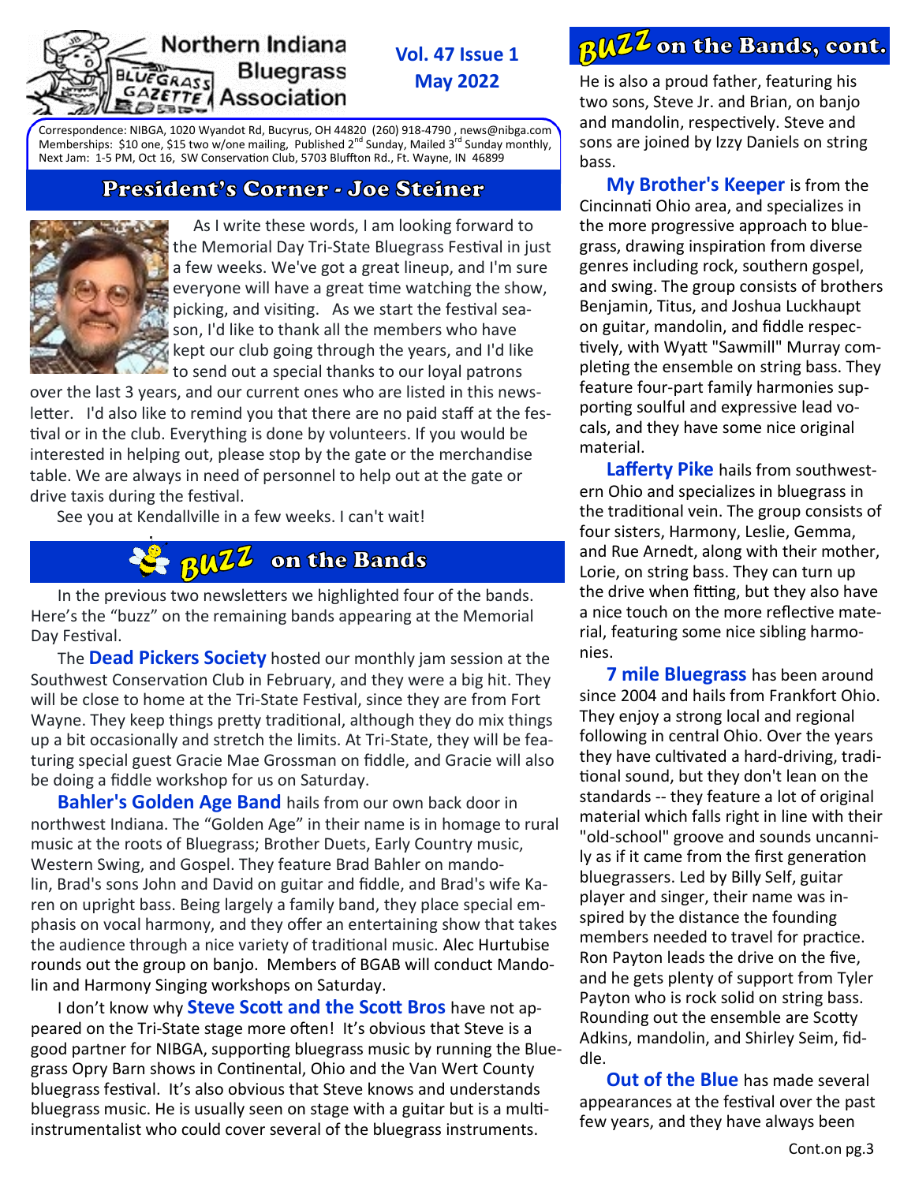# Northern Indiana Bluegrass Association

**Vol. 47 Issue 1**
**May 2022**

Correspondence: NIBGA, 1020 Wyandot Rd, Bucyrus, OH 44820 (260) 918-4790 , news@nibga.com
Memberships: $10 one, $15 two w/one mailing, Published 2nd Sunday, Mailed 3rd Sunday monthly,
Next Jam: 1-5 PM, Oct 16, SW Conservation Club, 5703 Bluffton Rd., Ft. Wayne, IN 46899

## President's Corner - Joe Steiner

As I write these words, I am looking forward to the Memorial Day Tri-State Bluegrass Festival in just a few weeks. We've got a great lineup, and I'm sure everyone will have a great time watching the show, picking, and visiting. As we start the festival season, I'd like to thank all the members who have kept our club going through the years, and I'd like to send out a special thanks to our loyal patrons over the last 3 years, and our current ones who are listed in this newsletter. I'd also like to remind you that there are no paid staff at the festival or in the club. Everything is done by volunteers. If you would be interested in helping out, please stop by the gate or the merchandise table. We are always in need of personnel to help out at the gate or drive taxis during the festival.

See you at Kendallville in a few weeks. I can't wait!

## BUZZ on the Bands

In the previous two newsletters we highlighted four of the bands. Here's the "buzz" on the remaining bands appearing at the Memorial Day Festival.

The **Dead Pickers Society** hosted our monthly jam session at the Southwest Conservation Club in February, and they were a big hit. They will be close to home at the Tri-State Festival, since they are from Fort Wayne. They keep things pretty traditional, although they do mix things up a bit occasionally and stretch the limits. At Tri-State, they will be featuring special guest Gracie Mae Grossman on fiddle, and Gracie will also be doing a fiddle workshop for us on Saturday.

**Bahler's Golden Age Band** hails from our own back door in northwest Indiana. The "Golden Age" in their name is in homage to rural music at the roots of Bluegrass; Brother Duets, Early Country music, Western Swing, and Gospel. They feature Brad Bahler on mandolin, Brad's sons John and David on guitar and fiddle, and Brad's wife Karen on upright bass. Being largely a family band, they place special emphasis on vocal harmony, and they offer an entertaining show that takes the audience through a nice variety of traditional music. Alec Hurtubise rounds out the group on banjo. Members of BGAB will conduct Mandolin and Harmony Singing workshops on Saturday.

I don't know why **Steve Scott and the Scott Bros** have not appeared on the Tri-State stage more often! It's obvious that Steve is a good partner for NIBGA, supporting bluegrass music by running the Bluegrass Opry Barn shows in Continental, Ohio and the Van Wert County bluegrass festival. It's also obvious that Steve knows and understands bluegrass music. He is usually seen on stage with a guitar but is a multi-instrumentalist who could cover several of the bluegrass instruments.

## BUZZ on the Bands, cont.

He is also a proud father, featuring his two sons, Steve Jr. and Brian, on banjo and mandolin, respectively. Steve and sons are joined by Izzy Daniels on string bass.

**My Brother's Keeper** is from the Cincinnati Ohio area, and specializes in the more progressive approach to bluegrass, drawing inspiration from diverse genres including rock, southern gospel, and swing. The group consists of brothers Benjamin, Titus, and Joshua Luckhaupt on guitar, mandolin, and fiddle respectively, with Wyatt "Sawmill" Murray completing the ensemble on string bass. They feature four-part family harmonies supporting soulful and expressive lead vocals, and they have some nice original material.

**Lafferty Pike** hails from southwestern Ohio and specializes in bluegrass in the traditional vein. The group consists of four sisters, Harmony, Leslie, Gemma, and Rue Arnedt, along with their mother, Lorie, on string bass. They can turn up the drive when fitting, but they also have a nice touch on the more reflective material, featuring some nice sibling harmonies.

**7 mile Bluegrass** has been around since 2004 and hails from Frankfort Ohio. They enjoy a strong local and regional following in central Ohio. Over the years they have cultivated a hard-driving, traditional sound, but they don't lean on the standards -- they feature a lot of original material which falls right in line with their "old-school" groove and sounds uncannily as if it came from the first generation bluegrassers. Led by Billy Self, guitar player and singer, their name was inspired by the distance the founding members needed to travel for practice. Ron Payton leads the drive on the five, and he gets plenty of support from Tyler Payton who is rock solid on string bass. Rounding out the ensemble are Scotty Adkins, mandolin, and Shirley Seim, fiddle.

**Out of the Blue** has made several appearances at the festival over the past few years, and they have always been

Cont.on pg.3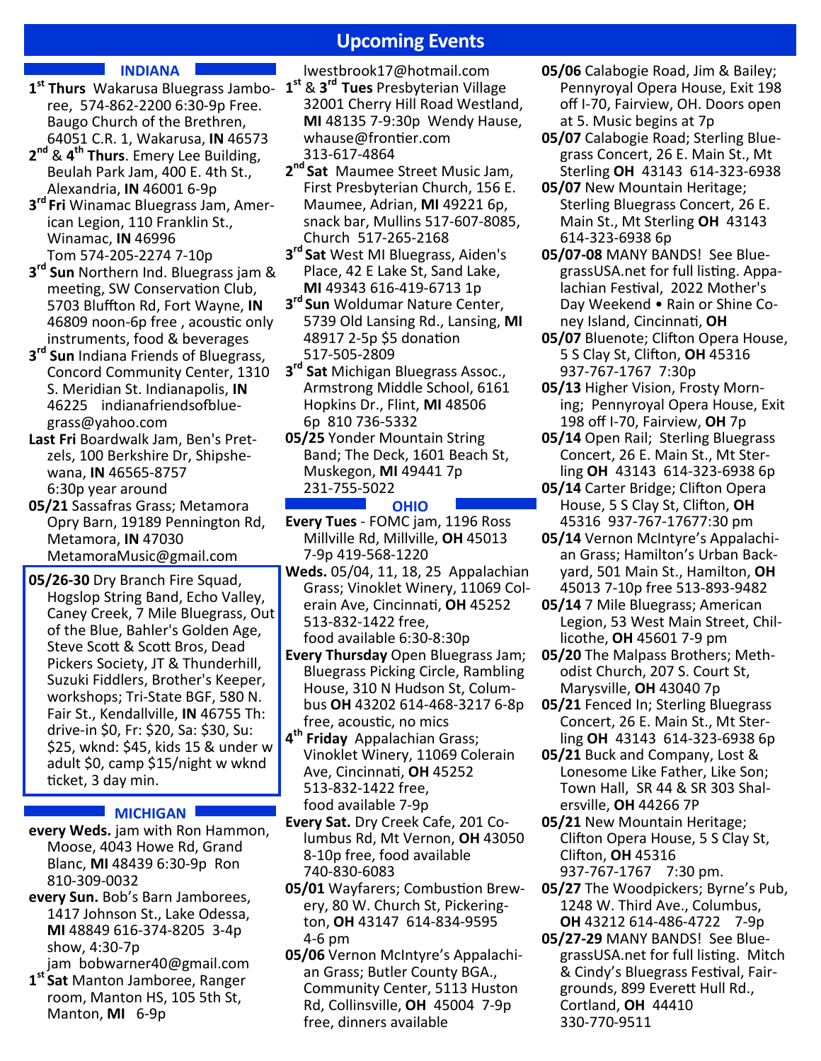# Upcoming Events

## INDIANA

**1st Thurs** Wakarusa Bluegrass Jamboree, 574-862-2200 6:30-9p Free. Baugo Church of the Brethren, 64051 C.R. 1, Wakarusa, **IN** 46573

**2nd & 4th Thurs**. Emery Lee Building, Beulah Park Jam, 400 E. 4th St., Alexandria, **IN** 46001 6-9p

**3rd Fri** Winamac Bluegrass Jam, American Legion, 110 Franklin St., Winamac, **IN** 46996 Tom 574-205-2274 7-10p

**3rd Sun** Northern Ind. Bluegrass jam & meeting, SW Conservation Club, 5703 Bluffton Rd, Fort Wayne, **IN** 46809 noon-6p free , acoustic only instruments, food & beverages

**3rd Sun** Indiana Friends of Bluegrass, Concord Community Center, 1310 S. Meridian St. Indianapolis, **IN** 46225 indianafriendsofbluegrass@yahoo.com

**Last Fri** Boardwalk Jam, Ben's Pretzels, 100 Berkshire Dr, Shipshewana, **IN** 46565-8757 6:30p year around

**05/21** Sassafras Grass; Metamora Opry Barn, 19189 Pennington Rd, Metamora, **IN** 47030 MetamoraMusic@gmail.com

**05/26-30** Dry Branch Fire Squad, Hogslop String Band, Echo Valley, Caney Creek, 7 Mile Bluegrass, Out of the Blue, Bahler's Golden Age, Steve Scott & Scott Bros, Dead Pickers Society, JT & Thunderhill, Suzuki Fiddlers, Brother's Keeper, workshops; Tri-State BGF, 580 N. Fair St., Kendallville, **IN** 46755 Th: drive-in $0, Fr: $20, Sa: $30, Su: $25, wknd: $45, kids 15 & under w adult $0, camp $15/night w wknd ticket, 3 day min.

## MICHIGAN

**every Weds.** jam with Ron Hammon, Moose, 4043 Howe Rd, Grand Blanc, **MI** 48439 6:30-9p Ron 810-309-0032

**every Sun.** Bob's Barn Jamborees, 1417 Johnson St., Lake Odessa, **MI** 48849 616-374-8205 3-4p show, 4:30-7p jam bobwarner40@gmail.com

**1st Sat** Manton Jamboree, Ranger room, Manton HS, 105 5th St, Manton, **MI** 6-9p lwestbrook17@hotmail.com

**1st & 3rd Tues** Presbyterian Village 32001 Cherry Hill Road Westland, **MI** 48135 7-9:30p Wendy Hause, whause@frontier.com 313-617-4864

**2nd Sat** Maumee Street Music Jam, First Presbyterian Church, 156 E. Maumee, Adrian, **MI** 49221 6p, snack bar, Mullins 517-607-8085, Church 517-265-2168

**3rd Sat** West MI Bluegrass, Aiden's Place, 42 E Lake St, Sand Lake, **MI** 49343 616-419-6713 1p

**3rd Sun** Woldumar Nature Center, 5739 Old Lansing Rd., Lansing, **MI** 48917 2-5p $5 donation 517-505-2809

**3rd Sat** Michigan Bluegrass Assoc., Armstrong Middle School, 6161 Hopkins Dr., Flint, **MI** 48506 6p 810 736-5332

**05/25** Yonder Mountain String Band; The Deck, 1601 Beach St, Muskegon, **MI** 49441 7p 231-755-5022

## OHIO

**Every Tues** - FOMC jam, 1196 Ross Millville Rd, Millville, **OH** 45013 7-9p 419-568-1220

**Weds.** 05/04, 11, 18, 25 Appalachian Grass; Vinoklet Winery, 11069 Colerain Ave, Cincinnati, **OH** 45252 513-832-1422 free, food available 6:30-8:30p

**Every Thursday** Open Bluegrass Jam; Bluegrass Picking Circle, Rambling House, 310 N Hudson St, Columbus **OH** 43202 614-468-3217 6-8p free, acoustic, no mics

**4th Friday** Appalachian Grass; Vinoklet Winery, 11069 Colerain Ave, Cincinnati, **OH** 45252 513-832-1422 free, food available 7-9p

**Every Sat.** Dry Creek Cafe, 201 Columbus Rd, Mt Vernon, **OH** 43050 8-10p free, food available 740-830-6083

**05/01** Wayfarers; Combustion Brewery, 80 W. Church St, Pickerington, **OH** 43147 614-834-9595 4-6 pm

**05/06** Vernon McIntyre's Appalachian Grass; Butler County BGA., Community Center, 5113 Huston Rd, Collinsville, **OH** 45004 7-9p free, dinners available

**05/06** Calabogie Road, Jim & Bailey; Pennyroyal Opera House, Exit 198 off I-70, Fairview, OH. Doors open at 5. Music begins at 7p

**05/07** Calabogie Road; Sterling Bluegrass Concert, 26 E. Main St., Mt Sterling **OH** 43143 614-323-6938

**05/07** New Mountain Heritage; Sterling Bluegrass Concert, 26 E. Main St., Mt Sterling **OH** 43143 614-323-6938 6p

**05/07-08** MANY BANDS! See BluegrassUSA.net for full listing. Appalachian Festival, 2022 Mother's Day Weekend • Rain or Shine Coney Island, Cincinnati, **OH**

**05/07** Bluenote; Clifton Opera House, 5 S Clay St, Clifton, **OH** 45316 937-767-1767 7:30p

**05/13** Higher Vision, Frosty Morning; Pennyroyal Opera House, Exit 198 off I-70, Fairview, **OH** 7p

**05/14** Open Rail; Sterling Bluegrass Concert, 26 E. Main St., Mt Sterling **OH** 43143 614-323-6938 6p

**05/14** Carter Bridge; Clifton Opera House, 5 S Clay St, Clifton, **OH** 45316 937-767-17677:30 pm

**05/14** Vernon McIntyre's Appalachian Grass; Hamilton's Urban Backyard, 501 Main St., Hamilton, **OH** 45013 7-10p free 513-893-9482

**05/14** 7 Mile Bluegrass; American Legion, 53 West Main Street, Chillicothe, **OH** 45601 7-9 pm

**05/20** The Malpass Brothers; Methodist Church, 207 S. Court St, Marysville, **OH** 43040 7p

**05/21** Fenced In; Sterling Bluegrass Concert, 26 E. Main St., Mt Sterling **OH** 43143 614-323-6938 6p

**05/21** Buck and Company, Lost & Lonesome Like Father, Like Son; Town Hall, SR 44 & SR 303 Shalersville, **OH** 44266 7P

**05/21** New Mountain Heritage; Clifton Opera House, 5 S Clay St, Clifton, **OH** 45316 937-767-1767 7:30 pm.

**05/27** The Woodpickers; Byrne's Pub, 1248 W. Third Ave., Columbus, **OH** 43212 614-486-4722 7-9p

**05/27-29** MANY BANDS! See BluegrassUSA.net for full listing. Mitch & Cindy's Bluegrass Festival, Fairgrounds, 899 Everett Hull Rd., Cortland, **OH** 44410 330-770-9511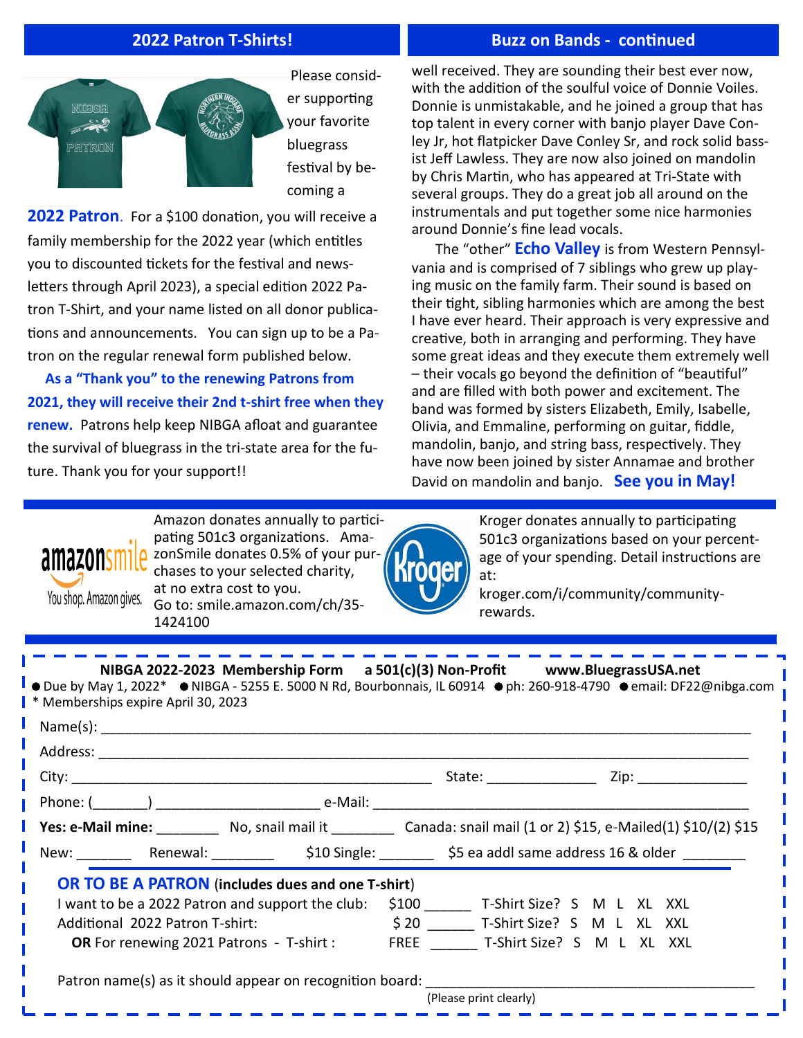## 2022 Patron T-Shirts!

Please consider supporting your favorite bluegrass festival by becoming a **2022 Patron**. For a $100 donation, you will receive a family membership for the 2022 year (which entitles you to discounted tickets for the festival and newsletters through April 2023), a special edition 2022 Patron T-Shirt, and your name listed on all donor publications and announcements. You can sign up to be a Patron on the regular renewal form published below.

**As a "Thank you" to the renewing Patrons from 2021, they will receive their 2nd t-shirt free when they renew.** Patrons help keep NIBGA afloat and guarantee the survival of bluegrass in the tri-state area for the future. Thank you for your support!!

## Buzz on Bands - continued

well received. They are sounding their best ever now, with the addition of the soulful voice of Donnie Voiles. Donnie is unmistakable, and he joined a group that has top talent in every corner with banjo player Dave Conley Jr, hot flatpicker Dave Conley Sr, and rock solid bassist Jeff Lawless. They are now also joined on mandolin by Chris Martin, who has appeared at Tri-State with several groups. They do a great job all around on the instrumentals and put together some nice harmonies around Donnie's fine lead vocals.

The "other" **Echo Valley** is from Western Pennsylvania and is comprised of 7 siblings who grew up playing music on the family farm. Their sound is based on their tight, sibling harmonies which are among the best I have ever heard. Their approach is very expressive and creative, both in arranging and performing. They have some great ideas and they execute them extremely well – their vocals go beyond the definition of "beautiful" and are filled with both power and excitement. The band was formed by sisters Elizabeth, Emily, Isabelle, Olivia, and Emmaline, performing on guitar, fiddle, mandolin, banjo, and string bass, respectively. They have now been joined by sister Annamae and brother David on mandolin and banjo. **See you in May!**

---

amazonsmile — You shop. Amazon gives.

Amazon donates annually to participating 501c3 organizations. AmazonSmile donates 0.5% of your purchases to your selected charity, at no extra cost to you. Go to: smile.amazon.com/ch/35-1424100

Kroger

Kroger donates annually to participating 501c3 organizations based on your percentage of your spending. Detail instructions are at: kroger.com/i/community/community-rewards.

---

**NIBGA 2022-2023 Membership Form** **a 501(c)(3) Non-Profit** **www.BluegrassUSA.net**

- Due by May 1, 2022* • NIBGA - 5255 E. 5000 N Rd, Bourbonnais, IL 60914 • ph: 260-918-4790 • email: DF22@nibga.com

\* Memberships expire April 30, 2023

Name(s): ______________________________

Address: ______________________________

City: ____________________ State: __________ Zip: __________

Phone: (_______) ____________________ e-Mail: ____________________

**Yes: e-Mail mine:** ________ No, snail mail it ________ Canada: snail mail (1 or 2) $15, e-Mailed(1) $10/(2) $15

New: _______ Renewal: ________ $10 Single: _______ $5 ea addl same address 16 & older ________

**OR TO BE A PATRON (includes dues and one T-shirt)**

I want to be a 2022 Patron and support the club: $100 ______ T-Shirt Size? S M L XL XXL

Additional 2022 Patron T-shirt: $ 20 ______ T-Shirt Size? S M L XL XXL

**OR** For renewing 2021 Patrons - T-shirt : FREE ______ T-Shirt Size? S M L XL XXL

Patron name(s) as it should appear on recognition board: ______________________________

(Please print clearly)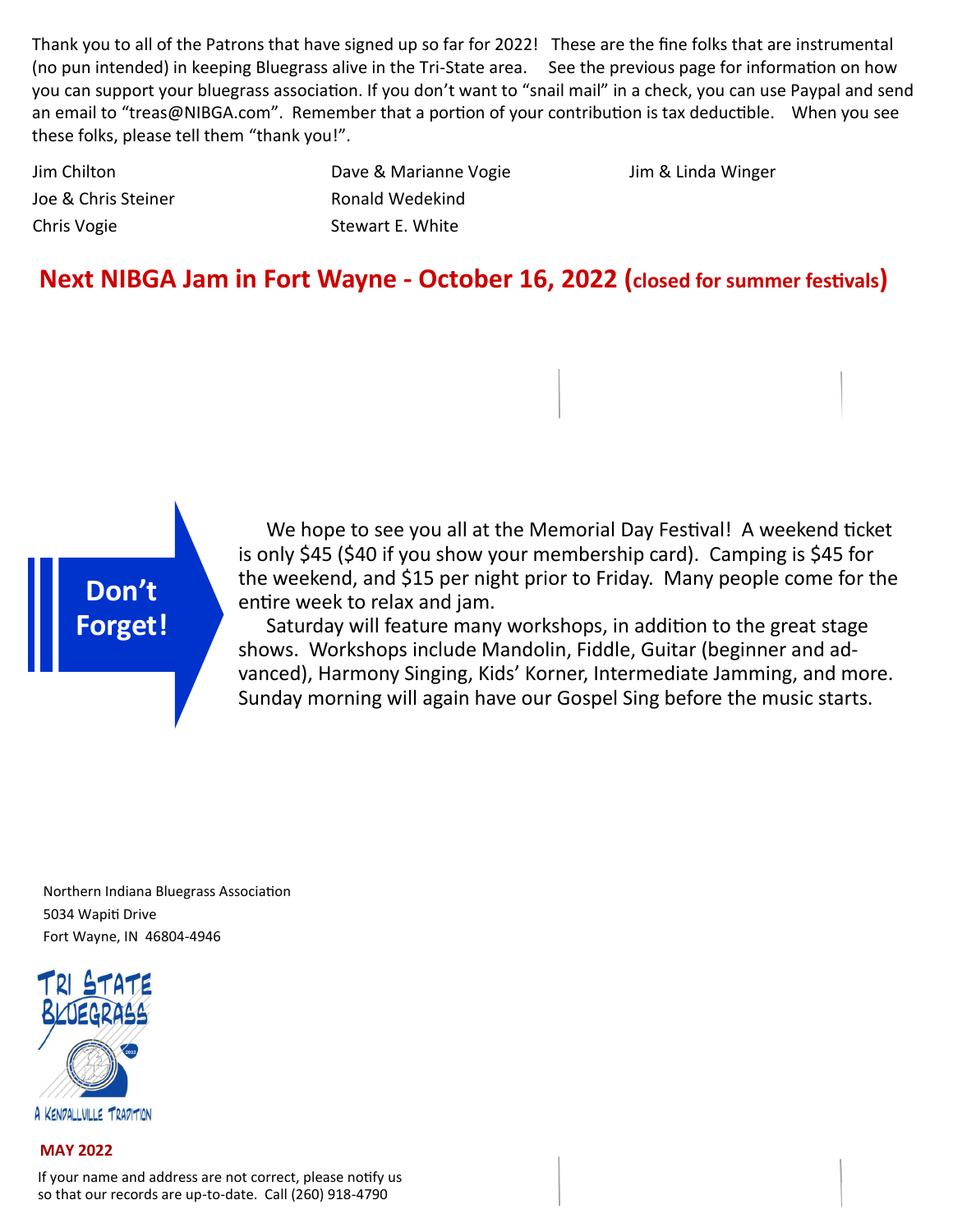Thank you to all of the Patrons that have signed up so far for 2022! These are the fine folks that are instrumental (no pun intended) in keeping Bluegrass alive in the Tri-State area. See the previous page for information on how you can support your bluegrass association. If you don't want to "snail mail" in a check, you can use Paypal and send an email to "treas@NIBGA.com". Remember that a portion of your contribution is tax deductible. When you see these folks, please tell them "thank you!".

Jim Chilton
Joe & Chris Steiner
Chris Vogie
Dave & Marianne Vogie
Ronald Wedekind
Stewart E. White
Jim & Linda Winger

## Next NIBGA Jam in Fort Wayne - October 16, 2022 (closed for summer festivals)

**Don't Forget!**

We hope to see you all at the Memorial Day Festival! A weekend ticket is only $45 ($40 if you show your membership card). Camping is $45 for the weekend, and $15 per night prior to Friday. Many people come for the entire week to relax and jam.

Saturday will feature many workshops, in addition to the great stage shows. Workshops include Mandolin, Fiddle, Guitar (beginner and advanced), Harmony Singing, Kids' Korner, Intermediate Jamming, and more. Sunday morning will again have our Gospel Sing before the music starts.

Northern Indiana Bluegrass Association
5034 Wapiti Drive
Fort Wayne, IN 46804-4946

TRI STATE BLUEGRASS
A KENDALLVILLE TRADITION

**MAY 2022**

If your name and address are not correct, please notify us so that our records are up-to-date. Call (260) 918-4790